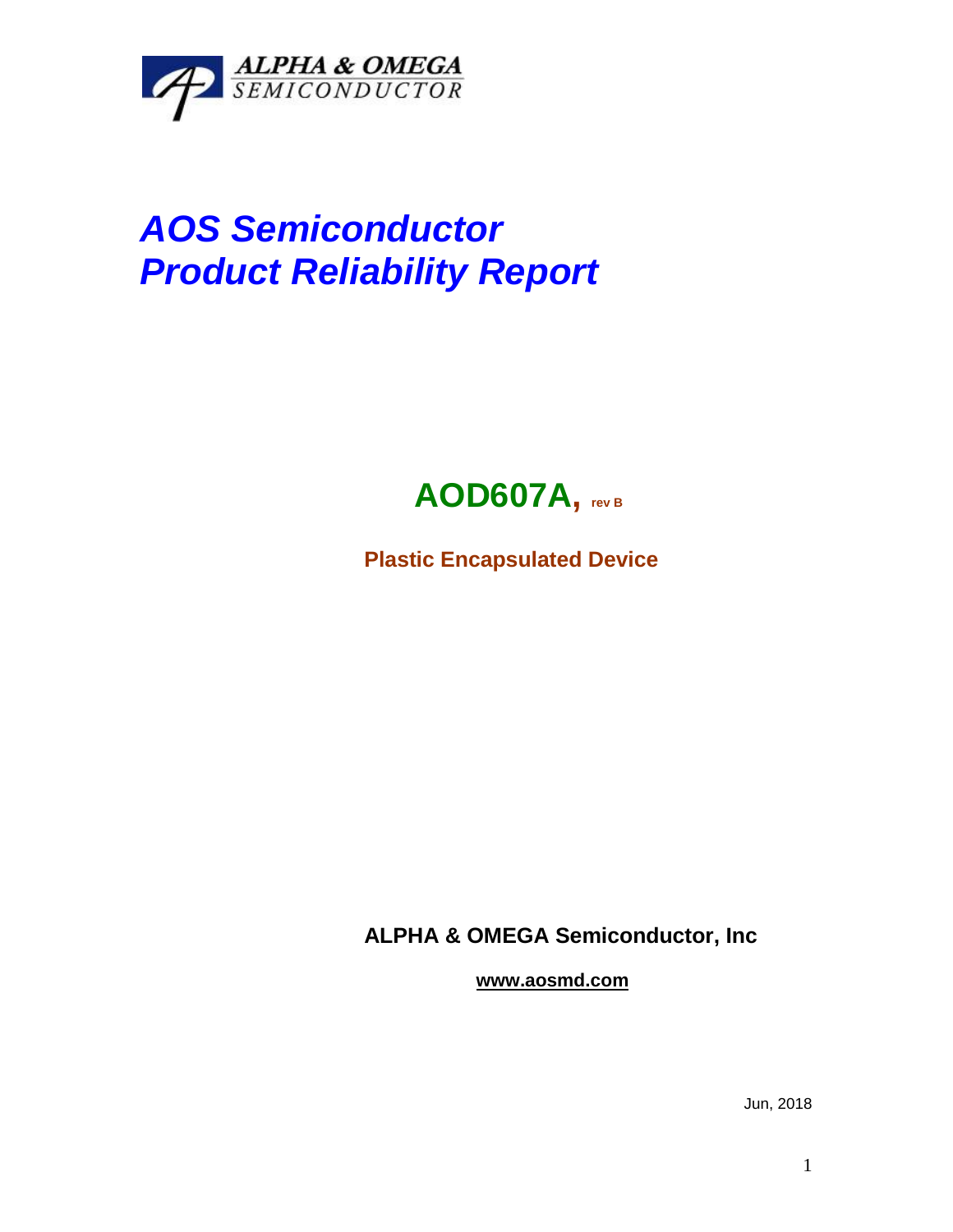ALPHA & OMEGA
SEMICONDUCTOR

# *AOS Semiconductor*
# *Product Reliability Report*

## **AOD607A, rev B**

**Plastic Encapsulated Device**

**ALPHA & OMEGA Semiconductor, Inc**

**www.aosmd.com**

Jun, 2018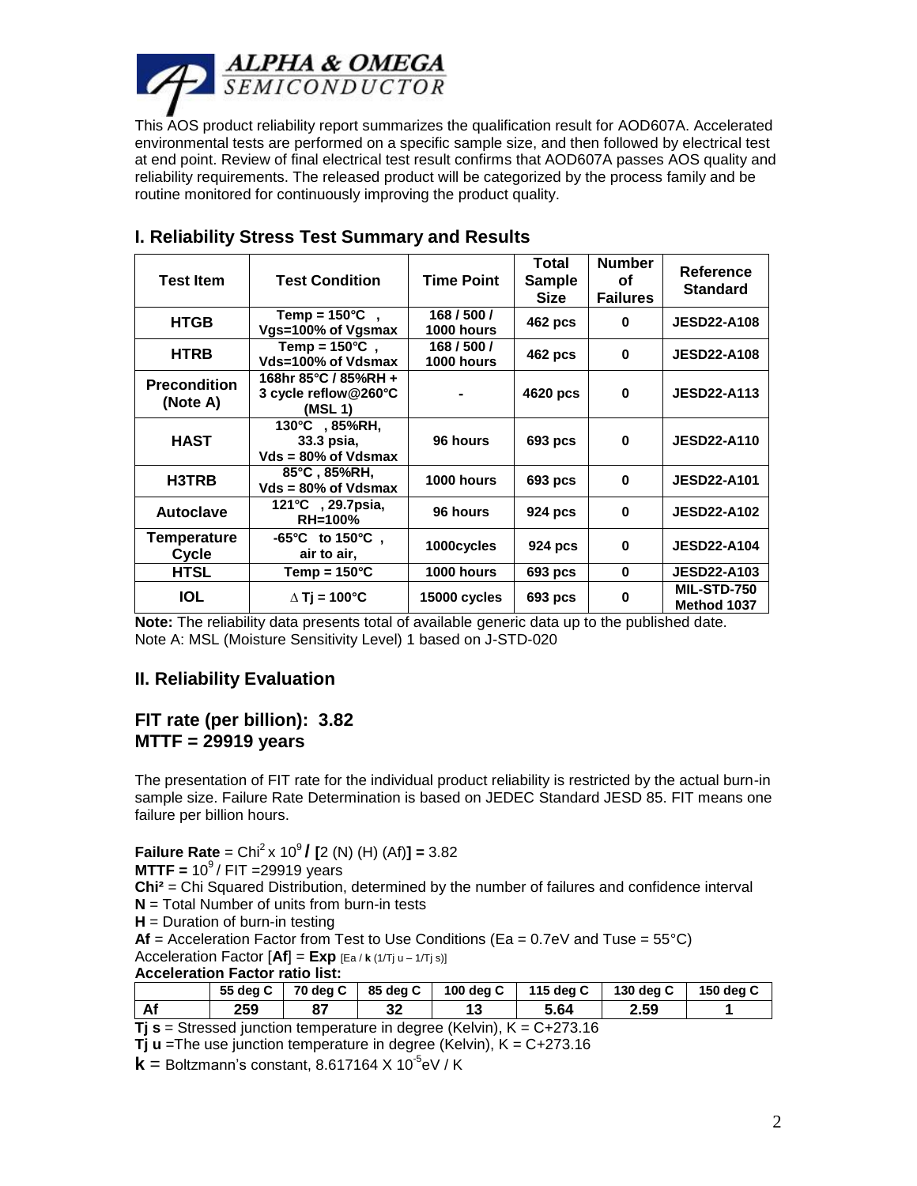ALPHA & OMEGA SEMICONDUCTOR

This AOS product reliability report summarizes the qualification result for AOD607A. Accelerated environmental tests are performed on a specific sample size, and then followed by electrical test at end point. Review of final electrical test result confirms that AOD607A passes AOS quality and reliability requirements. The released product will be categorized by the process family and be routine monitored for continuously improving the product quality.

## I. Reliability Stress Test Summary and Results

| Test Item | Test Condition | Time Point | Total Sample Size | Number of Failures | Reference Standard |
|---|---|---|---|---|---|
| HTGB | Temp = 150°C , Vgs=100% of Vgsmax | 168 / 500 / 1000 hours | 462 pcs | 0 | JESD22-A108 |
| HTRB | Temp = 150°C , Vds=100% of Vdsmax | 168 / 500 / 1000 hours | 462 pcs | 0 | JESD22-A108 |
| Precondition (Note A) | 168hr 85°C / 85%RH + 3 cycle reflow@260°C (MSL 1) | - | 4620 pcs | 0 | JESD22-A113 |
| HAST | 130°C , 85%RH, 33.3 psia, Vds = 80% of Vdsmax | 96 hours | 693 pcs | 0 | JESD22-A110 |
| H3TRB | 85°C , 85%RH, Vds = 80% of Vdsmax | 1000 hours | 693 pcs | 0 | JESD22-A101 |
| Autoclave | 121°C , 29.7psia, RH=100% | 96 hours | 924 pcs | 0 | JESD22-A102 |
| Temperature Cycle | -65°C to 150°C , air to air, | 1000cycles | 924 pcs | 0 | JESD22-A104 |
| HTSL | Temp = 150°C | 1000 hours | 693 pcs | 0 | JESD22-A103 |
| IOL | $\Delta$ Tj = 100°C | 15000 cycles | 693 pcs | 0 | MIL-STD-750 Method 1037 |

**Note:** The reliability data presents total of available generic data up to the published date.
Note A: MSL (Moisture Sensitivity Level) 1 based on J-STD-020

## II. Reliability Evaluation

### FIT rate (per billion): 3.82
### MTTF = 29919 years

The presentation of FIT rate for the individual product reliability is restricted by the actual burn-in sample size. Failure Rate Determination is based on JEDEC Standard JESD 85. FIT means one failure per billion hours.

**Failure Rate** = $\text{Chi}^2 \times 10^9$ **/ [**2 (N) (H) (Af)**] =** 3.82

**MTTF =** $10^9$ / FIT =29919 years

**Chi²** = Chi Squared Distribution, determined by the number of failures and confidence interval

**N** = Total Number of units from burn-in tests

**H** = Duration of burn-in testing

**Af** = Acceleration Factor from Test to Use Conditions (Ea = 0.7eV and Tuse = 55°C)

Acceleration Factor [**Af**] = **Exp** [Ea / **k** (1/Tj u – 1/Tj s)]

**Acceleration Factor ratio list:**

| | 55 deg C | 70 deg C | 85 deg C | 100 deg C | 115 deg C | 130 deg C | 150 deg C |
|---|---|---|---|---|---|---|---|
| Af | 259 | 87 | 32 | 13 | 5.64 | 2.59 | 1 |

**Tj s** = Stressed junction temperature in degree (Kelvin), K = C+273.16

**Tj u** =The use junction temperature in degree (Kelvin), K = C+273.16

**k** = Boltzmann's constant, $8.617164 \times 10^{-5}$eV / K